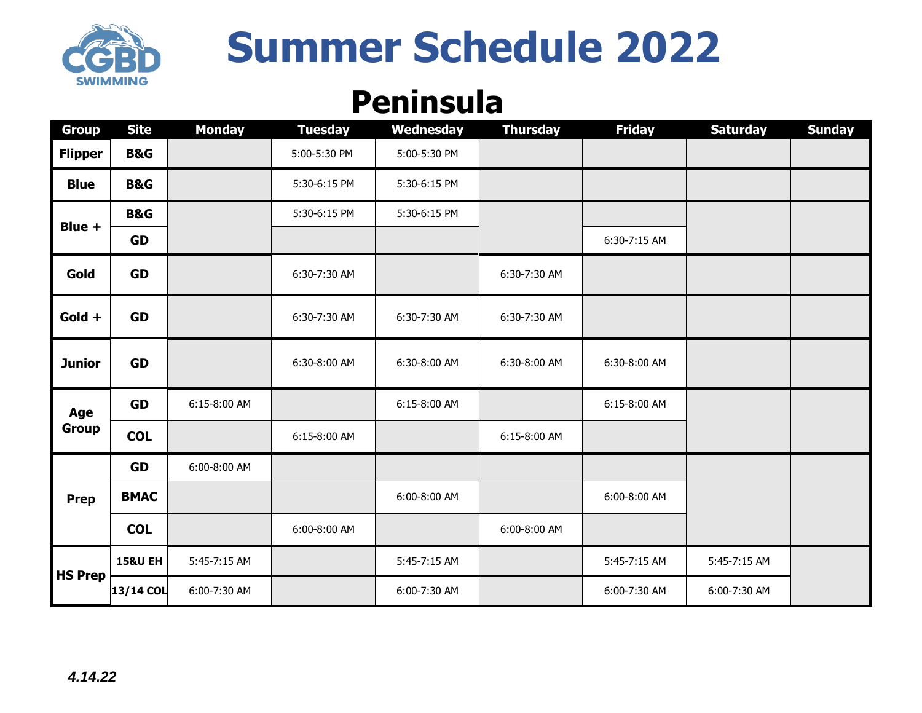# Summer Schedule 2022

## Peninsula

| Group | Site | Monday | Tuesday | Wednesday | Thursday | Friday | Saturday | Sunday |
|---|---|---|---|---|---|---|---|---|
| Flipper | B&G | | 5:00-5:30 PM | 5:00-5:30 PM | | | | |
| Blue | B&G | | 5:30-6:15 PM | 5:30-6:15 PM | | | | |
| Blue + | B&G | | 5:30-6:15 PM | 5:30-6:15 PM | | | | |
| | GD | | | | | 6:30-7:15 AM | | |
| Gold | GD | | 6:30-7:30 AM | | 6:30-7:30 AM | | | |
| Gold + | GD | | 6:30-7:30 AM | 6:30-7:30 AM | 6:30-7:30 AM | | | |
| Junior | GD | | 6:30-8:00 AM | 6:30-8:00 AM | 6:30-8:00 AM | 6:30-8:00 AM | | |
| Age Group | GD | 6:15-8:00 AM | | 6:15-8:00 AM | | 6:15-8:00 AM | | |
| | COL | | 6:15-8:00 AM | | 6:15-8:00 AM | | | |
| Prep | GD | 6:00-8:00 AM | | | | | | |
| | BMAC | | | 6:00-8:00 AM | | 6:00-8:00 AM | | |
| | COL | | 6:00-8:00 AM | | 6:00-8:00 AM | | | |
| HS Prep | 15&U EH | 5:45-7:15 AM | | 5:45-7:15 AM | | 5:45-7:15 AM | 5:45-7:15 AM | |
| | 13/14 COL | 6:00-7:30 AM | | 6:00-7:30 AM | | 6:00-7:30 AM | 6:00-7:30 AM | |

*4.14.22*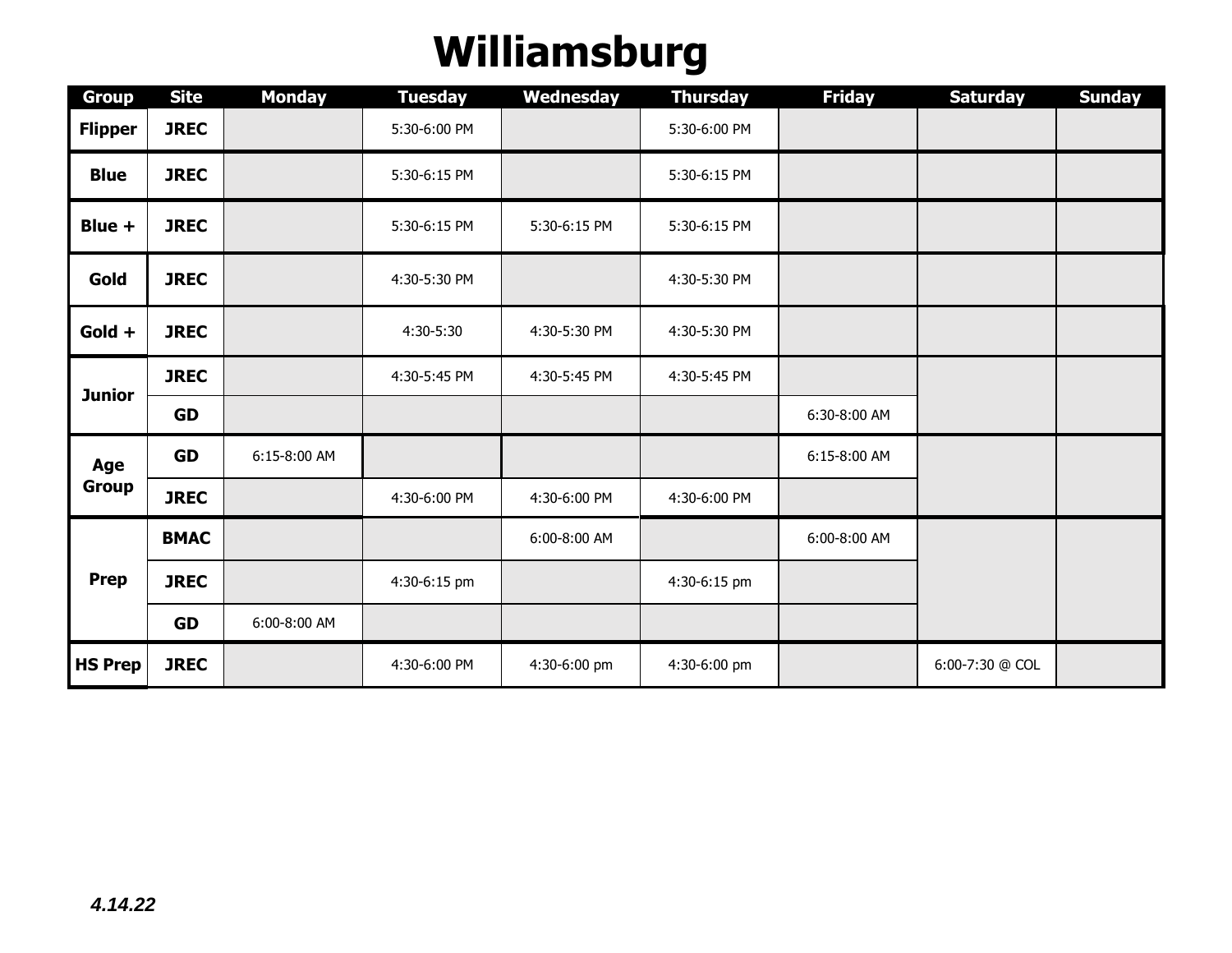# Williamsburg

| Group | Site | Monday | Tuesday | Wednesday | Thursday | Friday | Saturday | Sunday |
|---|---|---|---|---|---|---|---|---|
| Flipper | JREC | | 5:30-6:00 PM | | 5:30-6:00 PM | | | |
| Blue | JREC | | 5:30-6:15 PM | | 5:30-6:15 PM | | | |
| Blue + | JREC | | 5:30-6:15 PM | 5:30-6:15 PM | 5:30-6:15 PM | | | |
| Gold | JREC | | 4:30-5:30 PM | | 4:30-5:30 PM | | | |
| Gold + | JREC | | 4:30-5:30 | 4:30-5:30 PM | 4:30-5:30 PM | | | |
| Junior | JREC | | 4:30-5:45 PM | 4:30-5:45 PM | 4:30-5:45 PM | | | |
| | GD | | | | | 6:30-8:00 AM | | |
| Age Group | GD | 6:15-8:00 AM | | | | 6:15-8:00 AM | | |
| | JREC | | 4:30-6:00 PM | 4:30-6:00 PM | 4:30-6:00 PM | | | |
| Prep | BMAC | | | 6:00-8:00 AM | | 6:00-8:00 AM | | |
| | JREC | | 4:30-6:15 pm | | 4:30-6:15 pm | | | |
| | GD | 6:00-8:00 AM | | | | | | |
| HS Prep | JREC | | 4:30-6:00 PM | 4:30-6:00 pm | 4:30-6:00 pm | | 6:00-7:30 @ COL | |

*4.14.22*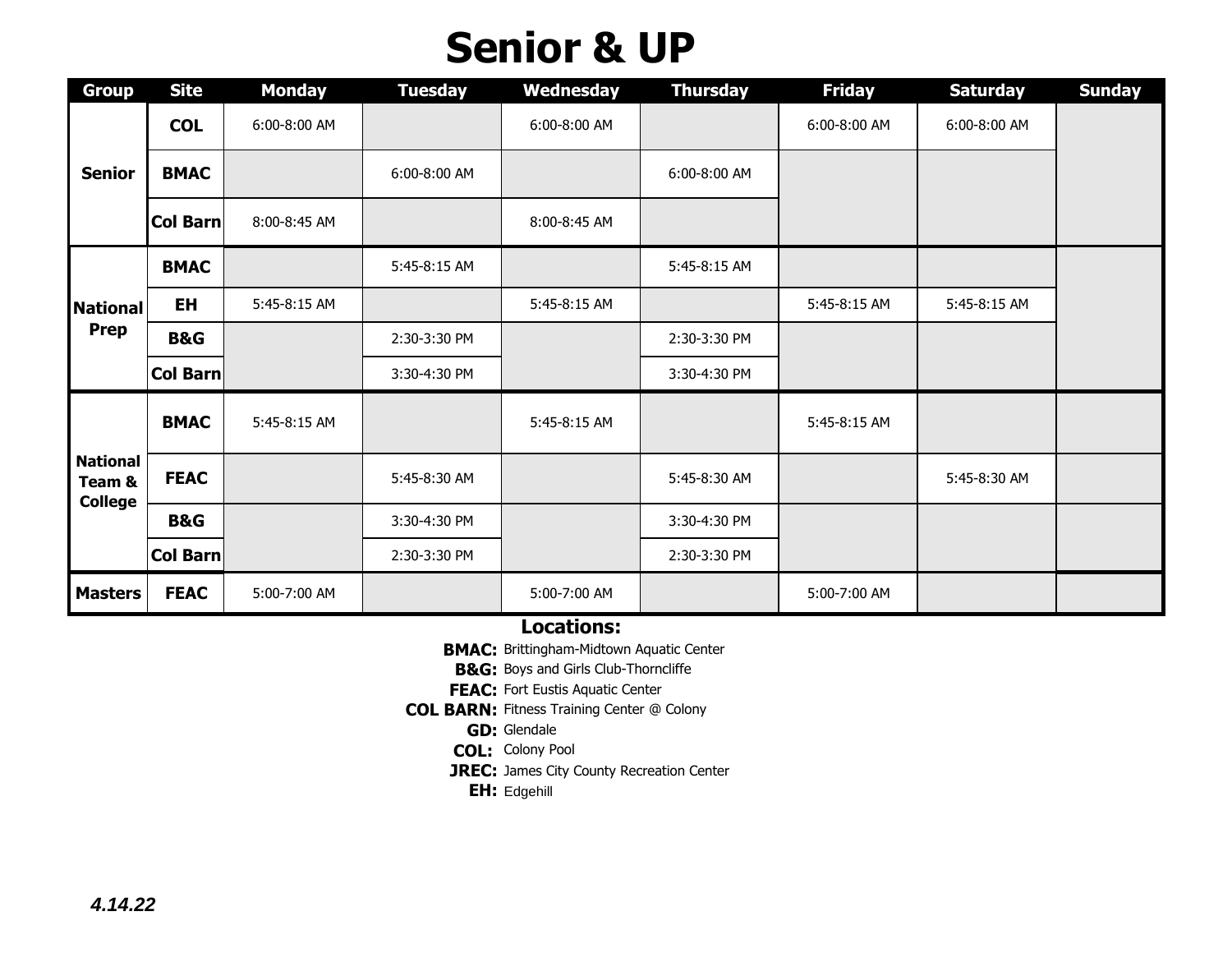# Senior & UP

| Group | Site | Monday | Tuesday | Wednesday | Thursday | Friday | Saturday | Sunday |
|---|---|---|---|---|---|---|---|---|
| Senior | COL | 6:00-8:00 AM | | 6:00-8:00 AM | | 6:00-8:00 AM | 6:00-8:00 AM | |
| | BMAC | | 6:00-8:00 AM | | 6:00-8:00 AM | | | |
| | Col Barn | 8:00-8:45 AM | | 8:00-8:45 AM | | | | |
| National Prep | BMAC | | 5:45-8:15 AM | | 5:45-8:15 AM | | | |
| | EH | 5:45-8:15 AM | | 5:45-8:15 AM | | 5:45-8:15 AM | 5:45-8:15 AM | |
| | B&G | | 2:30-3:30 PM | | 2:30-3:30 PM | | | |
| | Col Barn | | 3:30-4:30 PM | | 3:30-4:30 PM | | | |
| National Team & College | BMAC | 5:45-8:15 AM | | 5:45-8:15 AM | | 5:45-8:15 AM | | |
| | FEAC | | 5:45-8:30 AM | | 5:45-8:30 AM | | 5:45-8:30 AM | |
| | B&G | | 3:30-4:30 PM | | 3:30-4:30 PM | | | |
| | Col Barn | | 2:30-3:30 PM | | 2:30-3:30 PM | | | |
| Masters | FEAC | 5:00-7:00 AM | | 5:00-7:00 AM | | 5:00-7:00 AM | | |

## Locations:

**BMAC:** Brittingham-Midtown Aquatic Center
**B&G:** Boys and Girls Club-Thorncliffe
**FEAC:** Fort Eustis Aquatic Center
**COL BARN:** Fitness Training Center @ Colony
**GD:** Glendale
**COL:** Colony Pool
**JREC:** James City County Recreation Center
**EH:** Edgehill

*4.14.22*